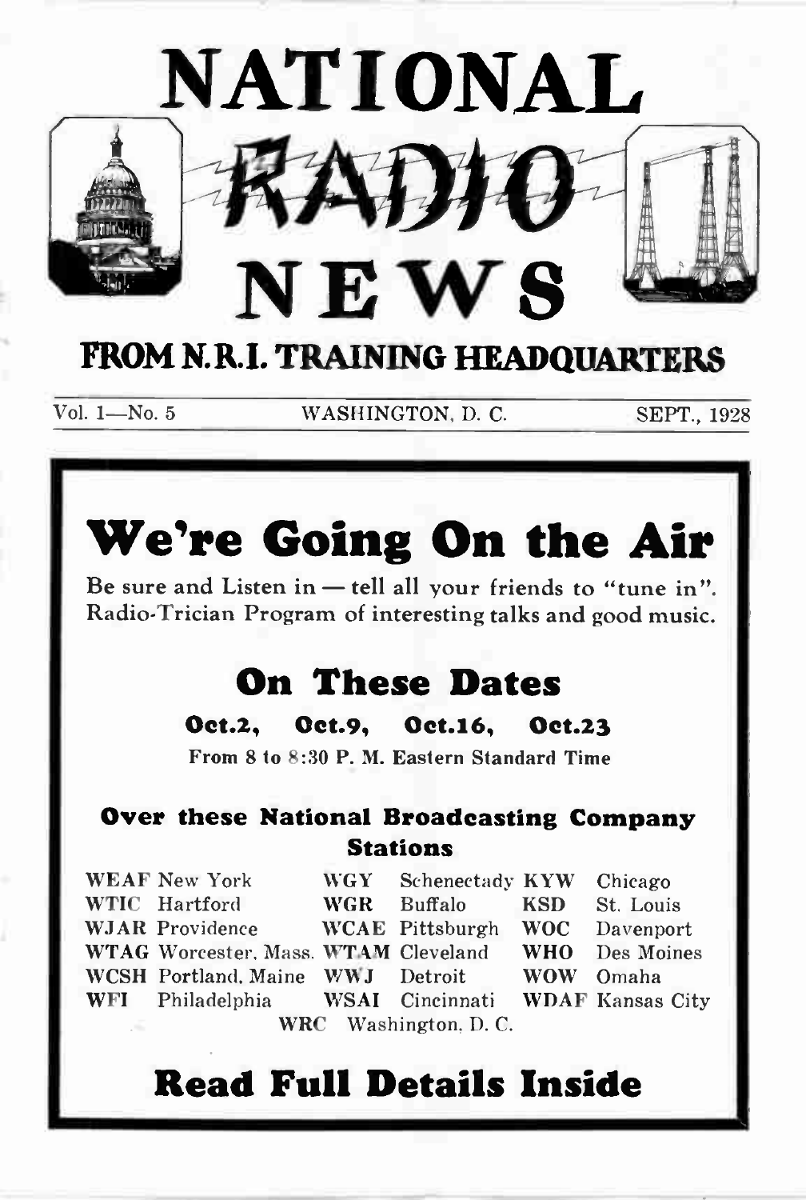# NATIONAL RADIO NEWS

## FROM N.R.I. TRAINING HEADQUARTERS

Vol. 1—No. 5 WASHINGTON, D. C. SEPT., 1928

# We're Going On the Air

Be sure and Listen in — tell all your friends to "tune in". Radio-Trician Program of interesting talks and good music.

## On These Dates

**Oct.2, Oct.9, Oct.16, Oct.23**

**From 8 to 8:30 P. M. Eastern Standard Time**

### Over these National Broadcasting Company Stations

| | | | | | |
|---|---|---|---|---|---|
| **WEAF** | New York | **WGY** | Schenectady | **KYW** | Chicago |
| **WTIC** | Hartford | **WGR** | Buffalo | **KSD** | St. Louis |
| **WJAR** | Providence | **WCAE** | Pittsburgh | **WOC** | Davenport |
| **WTAG** | Worcester, Mass. | **WTAM** | Cleveland | **WHO** | Des Moines |
| **WCSH** | Portland, Maine | **WWJ** | Detroit | **WOW** | Omaha |
| **WFI** | Philadelphia | **WSAI** | Cincinnati | **WDAF** | Kansas City |

**WRC** Washington, D. C.

# Read Full Details Inside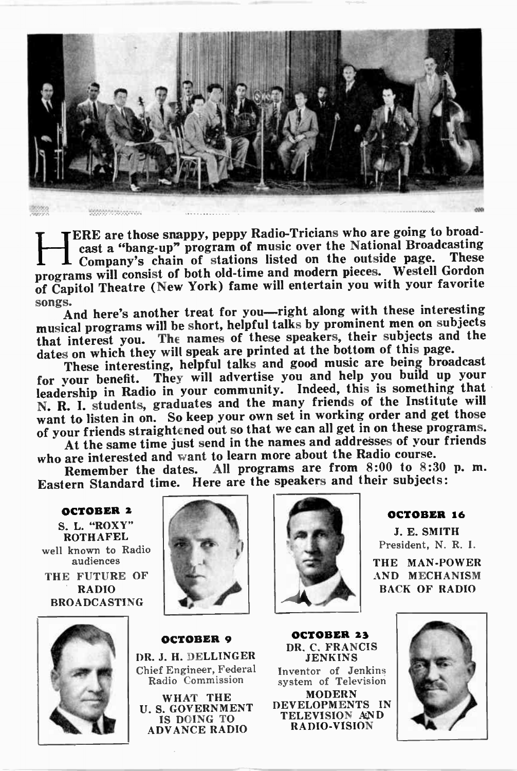HERE are those snappy, peppy Radio-Tricians who are going to broadcast a "bang-up" program of music over the National Broadcasting Company's chain of stations listed on the outside page. These programs will consist of both old-time and modern pieces. Westell Gordon of Capitol Theatre (New York) fame will entertain you with your favorite songs.

And here's another treat for you—right along with these interesting musical programs will be short, helpful talks by prominent men on subjects that interest you. The names of these speakers, their subjects and the dates on which they will speak are printed at the bottom of this page.

These interesting, helpful talks and good music are being broadcast for your benefit. They will advertise you and help you build up your leadership in Radio in your community. Indeed, this is something that N. R. I. students, graduates and the many friends of the Institute will want to listen in on. So keep your own set in working order and get those of your friends straightened out so that we can all get in on these programs.

At the same time just send in the names and addresses of your friends who are interested and want to learn more about the Radio course.

Remember the dates. All programs are from 8:00 to 8:30 p. m. Eastern Standard time. Here are the speakers and their subjects:

**OCTOBER 2**

S. L. "ROXY" ROTHAFEL
well known to Radio audiences

THE FUTURE OF RADIO BROADCASTING

**OCTOBER 9**

DR. J. H. DELLINGER
Chief Engineer, Federal Radio Commission

WHAT THE U. S. GOVERNMENT IS DOING TO ADVANCE RADIO

**OCTOBER 16**

J. E. SMITH
President, N. R. I.

THE MAN-POWER AND MECHANISM BACK OF RADIO

**OCTOBER 23**

DR. C. FRANCIS JENKINS
Inventor of Jenkins system of Television

MODERN DEVELOPMENTS IN TELEVISION AND RADIO-VISION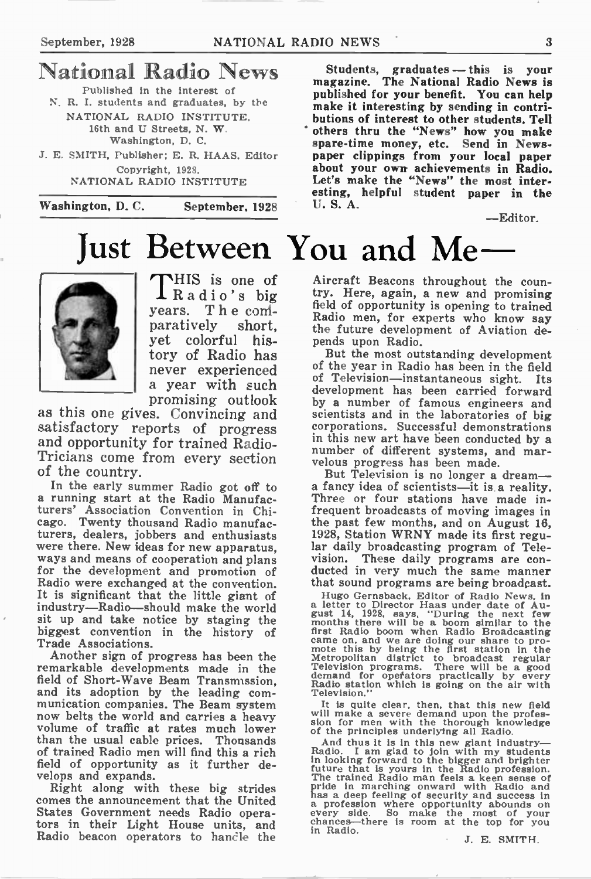# National Radio News

Published in the interest of
N. R. I. students and graduates, by the
NATIONAL RADIO INSTITUTE,
16th and U Streets, N. W.
Washington, D. C.

J. E. SMITH, Publisher; E. R. HAAS, Editor
Copyright, 1928.
NATIONAL RADIO INSTITUTE

**Washington, D. C. September, 1928**

**Students, graduates — this is your magazine. The National Radio News is published for your benefit. You can help make it interesting by sending in contributions of interest to other students. Tell others thru the "News" how you make spare-time money, etc. Send in Newspaper clippings from your local paper about your own achievements in Radio. Let's make the "News" the most interesting, helpful student paper in the U. S. A.**

—Editor.

# Just Between You and Me—

THIS is one of Radio's big years. The comparatively short, yet colorful history of Radio has never experienced a year with such promising outlook as this one gives. Convincing and satisfactory reports of progress and opportunity for trained Radio-Tricians come from every section of the country.

In the early summer Radio got off to a running start at the Radio Manufacturers' Association Convention in Chicago. Twenty thousand Radio manufacturers, dealers, jobbers and enthusiasts were there. New ideas for new apparatus, ways and means of cooperation and plans for the development and promotion of Radio were exchanged at the convention. It is significant that the little giant of industry—Radio—should make the world sit up and take notice by staging the biggest convention in the history of Trade Associations.

Another sign of progress has been the remarkable developments made in the field of Short-Wave Beam Transmission, and its adoption by the leading communication companies. The Beam system now belts the world and carries a heavy volume of traffic at rates much lower than the usual cable prices. Thousands of trained Radio men will find this a rich field of opportunity as it further develops and expands.

Right along with these big strides comes the announcement that the United States Government needs Radio operators in their Light House units, and Radio beacon operators to handle the Aircraft Beacons throughout the country. Here, again, a new and promising field of opportunity is opening to trained Radio men, for experts who know say the future development of Aviation depends upon Radio.

But the most outstanding development of the year in Radio has been in the field of Television—instantaneous sight. Its development has been carried forward by a number of famous engineers and scientists and in the laboratories of big corporations. Successful demonstrations in this new art have been conducted by a number of different systems, and marvelous progress has been made.

But Television is no longer a dream—a fancy idea of scientists—it is a reality. Three or four stations have made infrequent broadcasts of moving images in the past few months, and on August 16, 1928, Station WRNY made its first regular daily broadcasting program of Television. These daily programs are conducted in very much the same manner that sound programs are being broadcast.

Hugo Gernsback, Editor of Radio News, in a letter to Director Haas under date of August 14, 1928, says, "During the next few months there will be a boom similar to the first Radio boom when Radio Broadcasting came on, and we are doing our share to promote this by being the first station in the Metropolitan district to broadcast regular Television programs. There will be a good demand for operators practically by every Radio station which is going on the air with Television."

It is quite clear, then, that this new field will make a severe demand upon the profession for men with the thorough knowledge of the principles underlying all Radio.

And thus it is in this new giant industry—Radio. I am glad to join with my students in looking forward to the bigger and brighter future that is yours in the Radio profession. The trained Radio man feels a keen sense of pride in marching onward with Radio and has a deep feeling of security and success in a profession where opportunity abounds on every side. So make the most of your chances—there is room at the top for you in Radio.

J. E. SMITH.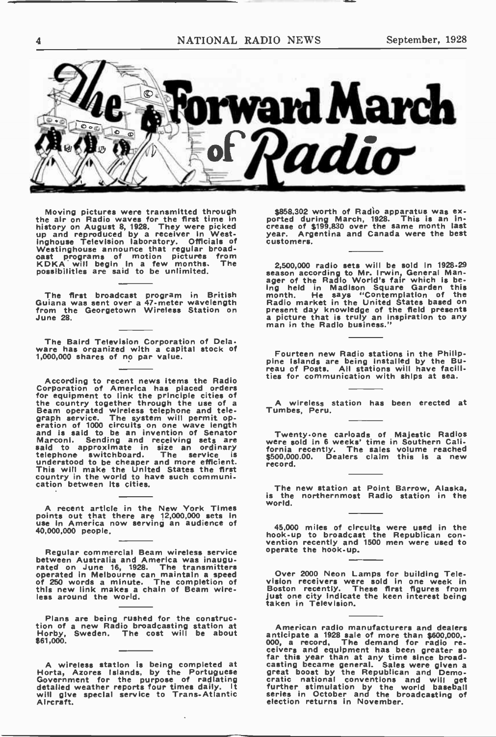# The Forward March of Radio

Moving pictures were transmitted through the air on Radio waves for the first time in history on August 8, 1928. They were picked up and reproduced by a receiver in Westinghouse Television laboratory. Officials of Westinghouse announce that regular broadcast programs of motion pictures from KDKA will begin in a few months. The possibilities are said to be unlimited.

---

The first broadcast program in British Guiana was sent over a 47-meter wavelength from the Georgetown Wireless Station on June 28.

---

The Baird Television Corporation of Delaware has organized with a capital stock of 1,000,000 shares of no par value.

---

According to recent news items the Radio Corporation of America has placed orders for equipment to link the principle cities of the country together through the use of a Beam operated wireless telephone and telegraph service. The system will permit operation of 1000 circuits on one wave length and is said to be an invention of Senator Marconi. Sending and receiving sets are said to approximate in size an ordinary telephone switchboard. The service is understood to be cheaper and more efficient. This will make the United States the first country in the world to have such communication between its cities.

---

A recent article in the New York Times points out that there are 12,000,000 sets in use in America now serving an audience of 40,000,000 people.

---

Regular commercial Beam wireless service between Australia and America was inaugurated on June 16, 1928. The transmitters operated in Melbourne can maintain a speed of 250 words a minute. The completion of this new link makes a chain of Beam wireless around the world.

---

Plans are being rushed for the construction of a new Radio broadcasting station at Horby, Sweden. The cost will be about $61,000.

---

A wireless station is being completed at Horta, Azores Islands, by the Portuguese Government for the purpose of radiating detailed weather reports four times daily. It will give special service to Trans-Atlantic Aircraft.

---

$858,302 worth of Radio apparatus was exported during March, 1928. This is an increase of $199,830 over the same month last year. Argentina and Canada were the best customers.

---

2,500,000 radio sets will be sold in 1928-29 season according to Mr. Irwin, General Manager of the Radio World's fair which is being held in Madison Square Garden this month. He says "Contemplation of the Radio market in the United States based on present day knowledge of the field presents a picture that is truly an inspiration to any man in the Radio business."

---

Fourteen new Radio stations in the Philippine Islands are being installed by the Bureau of Posts. All stations will have facilities for communication with ships at sea.

---

A wireless station has been erected at Tumbes, Peru.

---

Twenty-one carloads of Majestic Radios were sold in 6 weeks' time in Southern California recently. The sales volume reached $500,000.00. Dealers claim this is a new record.

---

The new station at Point Barrow, Alaska, is the northernmost Radio station in the world.

---

45,000 miles of circuits were used in the hook-up to broadcast the Republican convention recently and 1500 men were used to operate the hook-up.

---

Over 2000 Neon Lamps for building Television receivers were sold in one week in Boston recently. These first figures from just one city indicate the keen interest being taken in Television.

---

American radio manufacturers and dealers anticipate a 1928 sale of more than $600,000,000, a record. The demand for radio receivers and equipment has been greater so far this year than at any time since broadcasting became general. Sales were given a great boost by the Republican and Democratic national conventions and will get further stimulation by the world baseball series in October and the broadcasting of election returns in November.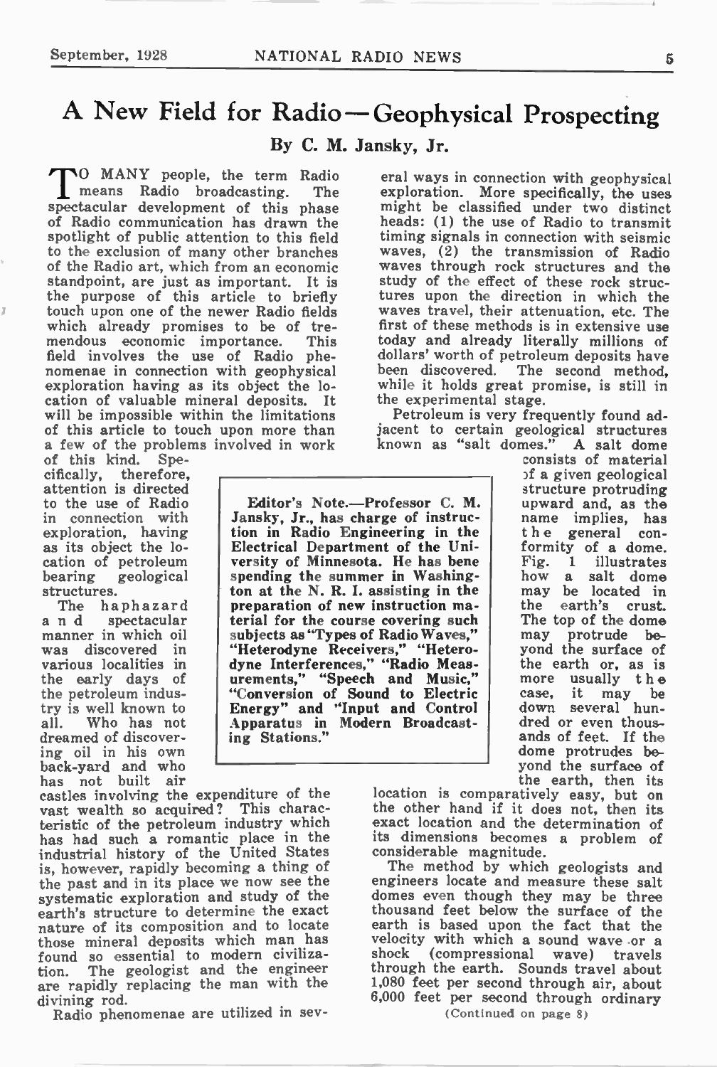# A New Field for Radio—Geophysical Prospecting

**By C. M. Jansky, Jr.**

TO MANY people, the term Radio means Radio broadcasting. The spectacular development of this phase of Radio communication has drawn the spotlight of public attention to this field to the exclusion of many other branches of the Radio art, which from an economic standpoint, are just as important. It is the purpose of this article to briefly touch upon one of the newer Radio fields which already promises to be of tremendous economic importance. This field involves the use of Radio phenomenae in connection with geophysical exploration having as its object the location of valuable mineral deposits. It will be impossible within the limitations of this article to touch upon more than a few of the problems involved in work of this kind. Specifically, therefore, attention is directed to the use of Radio in connection with exploration, having as its object the location of petroleum bearing geological structures.

The haphazard and spectacular manner in which oil was discovered in various localities in the early days of the petroleum industry is well known to all. Who has not dreamed of discovering oil in his own back-yard and who has not built air castles involving the expenditure of the vast wealth so acquired? This characteristic of the petroleum industry which has had such a romantic place in the industrial history of the United States is, however, rapidly becoming a thing of the past and in its place we now see the systematic exploration and study of the earth's structure to determine the exact nature of its composition and to locate those mineral deposits which man has found so essential to modern civilization. The geologist and the engineer are rapidly replacing the man with the divining rod.

> **Editor's Note.—Professor C. M. Jansky, Jr., has charge of instruction in Radio Engineering in the Electrical Department of the University of Minnesota. He has bene spending the summer in Washington at the N. R. I. assisting in the preparation of new instruction material for the course covering such subjects as "Types of Radio Waves," "Heterodyne Receivers," "Heterodyne Interferences," "Radio Measurements," "Speech and Music," "Conversion of Sound to Electric Energy" and "Input and Control Apparatus in Modern Broadcasting Stations."**

Radio phenomenae are utilized in several ways in connection with geophysical exploration. More specifically, the uses might be classified under two distinct heads: (1) the use of Radio to transmit timing signals in connection with seismic waves, (2) the transmission of Radio waves through rock structures and the study of the effect of these rock structures upon the direction in which the waves travel, their attenuation, etc. The first of these methods is in extensive use today and already literally millions of dollars' worth of petroleum deposits have been discovered. The second method, while it holds great promise, is still in the experimental stage.

Petroleum is very frequently found adjacent to certain geological structures known as "salt domes." A salt dome consists of material of a given geological structure protruding upward and, as the name implies, has the general conformity of a dome. Fig. 1 illustrates how a salt dome may be located in the earth's crust. The top of the dome may protrude beyond the surface of the earth or, as is more usually the case, it may be down several hundred or even thousands of feet. If the dome protrudes beyond the surface of the earth, then its location is comparatively easy, but on the other hand if it does not, then its exact location and the determination of its dimensions becomes a problem of considerable magnitude.

The method by which geologists and engineers locate and measure these salt domes even though they may be three thousand feet below the surface of the earth is based upon the fact that the velocity with which a sound wave or a shock (compressional wave) travels through the earth. Sounds travel about 1,080 feet per second through air, about 6,000 feet per second through ordinary

(Continued on page 8)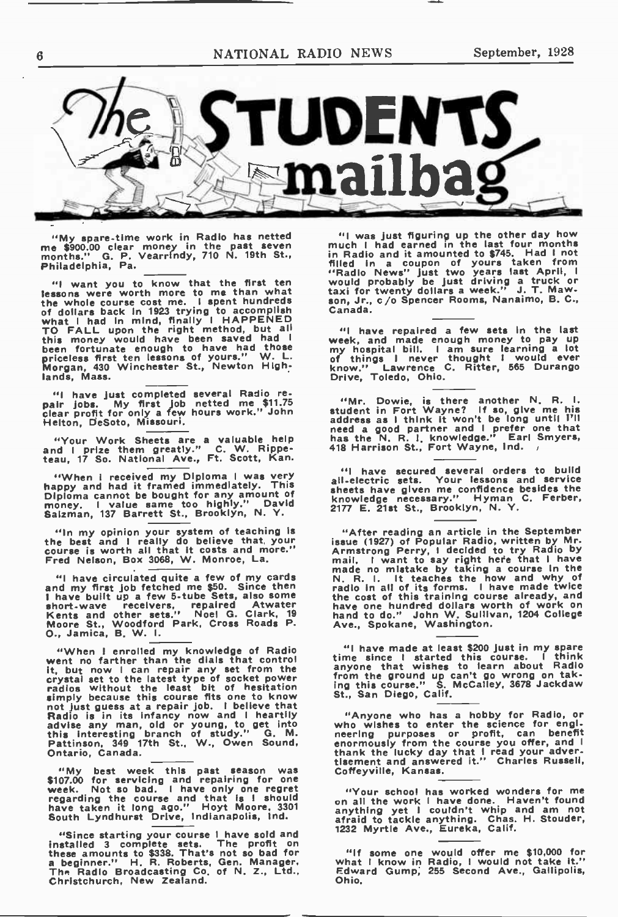# The STUDENTS mailbag

"My spare-time work in Radio has netted me $900.00 clear money in the past seven months." G. P. Vearrindy, 710 N. 19th St., Philadelphia, Pa.

---

"I want you to know that the first ten lessons were worth more to me than what the whole course cost me. I spent hundreds of dollars back in 1923 trying to accomplish what I had in mind, finally I HAPPENED TO FALL upon the right method, but all this money would have been saved had I been fortunate enough to have had those priceless first ten lessons of yours." W. L. Morgan, 430 Winchester St., Newton Highlands, Mass.

---

"I have just completed several Radio repair jobs. My first job netted me $11.75 clear profit for only a few hours work." John Helton, DeSoto, Missouri.

---

"Your Work Sheets are a valuable help and I prize them greatly." C. W. Rippeteau, 17 So. National Ave., Ft. Scott, Kan.

---

"When I received my Diploma I was very happy and had it framed immediately. This Diploma cannot be bought for any amount of money. I value same too highly." David Salzman, 137 Barrett St., Brooklyn, N. Y.

---

"In my opinion your system of teaching is the best and I really do believe that your course is worth all that it costs and more." Fred Nelson, Box 3068, W. Monroe, La.

---

"I have circulated quite a few of my cards and my first job fetched me $50. Since then I have built up a few 5-tube Sets, also some short-wave receivers, repaired Atwater Kents and other sets." Noel G. Clark, 19 Moore St., Woodford Park, Cross Roads P. O., Jamica, B. W. I.

---

"When I enrolled my knowledge of Radio went no farther than the dials that control it, but now I can repair any set from the crystal set to the latest type of socket power radios without the least bit of hesitation simply because this course fits one to know not just guess at a repair job. I believe that Radio is in its infancy now and I heartily advise any man, old or young, to get into this interesting branch of study." G. M. Pattinson, 349 17th St., W., Owen Sound, Ontario, Canada.

---

"My best week this past season was $107.00 for servicing and repairing for one week. Not so bad. I have only one regret regarding the course and that is I should have taken it long ago." Hoyt Moore, 3301 South Lyndhurst Drive, Indianapolis, Ind.

---

"Since starting your course I have sold and installed 3 complete sets. The profit on these amounts to $338. That's not so bad for a beginner." H. R. Roberts, Gen. Manager, The Radio Broadcasting Co. of N. Z., Ltd., Christchurch, New Zealand.

---

"I was just figuring up the other day how much I had earned in the last four months in Radio and it amounted to $745. Had I not filled in a coupon of yours taken from "Radio News" just two years last April, I would probably be just driving a truck or taxi for twenty dollars a week." J. T. Mawson, Jr., c/o Spencer Rooms, Nanaimo, B. C., Canada.

---

"I have repaired a few sets in the last week, and made enough money to pay up my hospital bill. I am sure learning a lot of things I never thought I would ever know." Lawrence C. Ritter, 565 Durango Drive, Toledo, Ohio.

---

"Mr. Dowie, is there another N. R. I. student in Fort Wayne? If so, give me his address as I think it won't be long until I'll need a good partner and I prefer one that has the N. R. I. knowledge." Earl Smyers, 418 Harrison St., Fort Wayne, Ind.

---

"I have secured several orders to build all-electric sets. Your lessons and service sheets have given me confidence besides the knowledge necessary." Hyman C. Ferber, 2177 E. 21st St., Brooklyn, N. Y.

---

"After reading an article in the September issue (1927) of Popular Radio, written by Mr. Armstrong Perry, I decided to try Radio by mail. I want to say right here that I have made no mistake by taking a course in the N. R. I. It teaches the how and why of radio in all of its forms. I have made twice the cost of this training course already, and have one hundred dollars worth of work on hand to do." John W. Sullivan, 1204 College Ave., Spokane, Washington.

---

"I have made at least $200 just in my spare time since I started this course. I think anyone that wishes to learn about Radio from the ground up can't go wrong on taking this course." S. McCalley, 3678 Jackdaw St., San Diego, Calif.

---

"Anyone who has a hobby for Radio, or who wishes to enter the science for engineering purposes or profit, can benefit enormously from the course you offer, and I thank the lucky day that I read your advertisement and answered it." Charles Russell, Coffeyville, Kansas.

---

"Your school has worked wonders for me on all the work I have done. Haven't found anything yet I couldn't whip and am not afraid to tackle anything. Chas. H. Stouder, 1232 Myrtle Ave., Eureka, Calif.

---

"If some one would offer me $10,000 for what I know in Radio, I would not take it." Edward Gump, 255 Second Ave., Gallipolis, Ohio.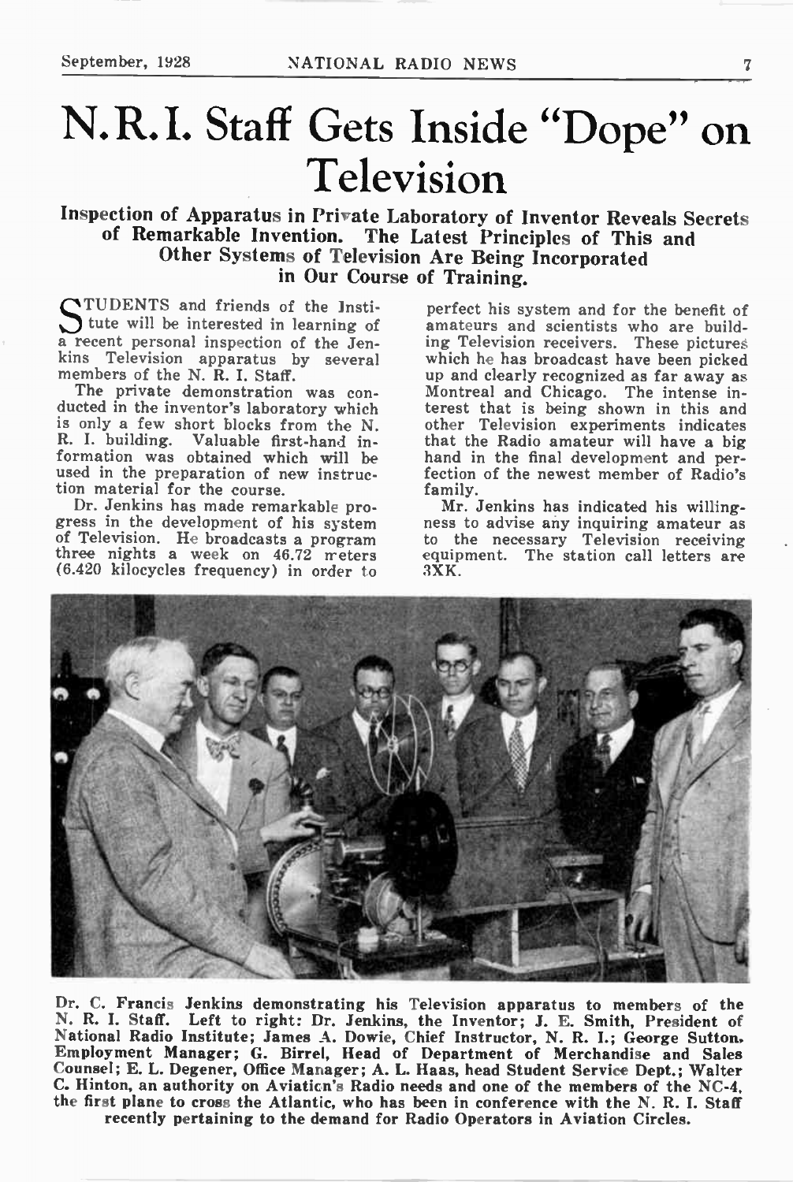# N.R.I. Staff Gets Inside "Dope" on Television

### Inspection of Apparatus in Private Laboratory of Inventor Reveals Secrets of Remarkable Invention. The Latest Principles of This and Other Systems of Television Are Being Incorporated in Our Course of Training.

STUDENTS and friends of the Institute will be interested in learning of a recent personal inspection of the Jenkins Television apparatus by several members of the N. R. I. Staff.

The private demonstration was conducted in the inventor's laboratory which is only a few short blocks from the N. R. I. building. Valuable first-hand information was obtained which will be used in the preparation of new instruction material for the course.

Dr. Jenkins has made remarkable progress in the development of his system of Television. He broadcasts a program three nights a week on 46.72 meters (6.420 kilocycles frequency) in order to perfect his system and for the benefit of amateurs and scientists who are building Television receivers. These pictures which he has broadcast have been picked up and clearly recognized as far away as Montreal and Chicago. The intense interest that is being shown in this and other Television experiments indicates that the Radio amateur will have a big hand in the final development and perfection of the newest member of Radio's family.

Mr. Jenkins has indicated his willingness to advise any inquiring amateur as to the necessary Television receiving equipment. The station call letters are 3XK.

**Dr. C. Francis Jenkins demonstrating his Television apparatus to members of the N. R. I. Staff. Left to right: Dr. Jenkins, the Inventor; J. E. Smith, President of National Radio Institute; James A. Dowie, Chief Instructor, N. R. I.; George Sutton, Employment Manager; G. Birrel, Head of Department of Merchandise and Sales Counsel; E. L. Degener, Office Manager; A. L. Haas, head Student Service Dept.; Walter C. Hinton, an authority on Aviation's Radio needs and one of the members of the NC-4, the first plane to cross the Atlantic, who has been in conference with the N. R. I. Staff recently pertaining to the demand for Radio Operators in Aviation Circles.**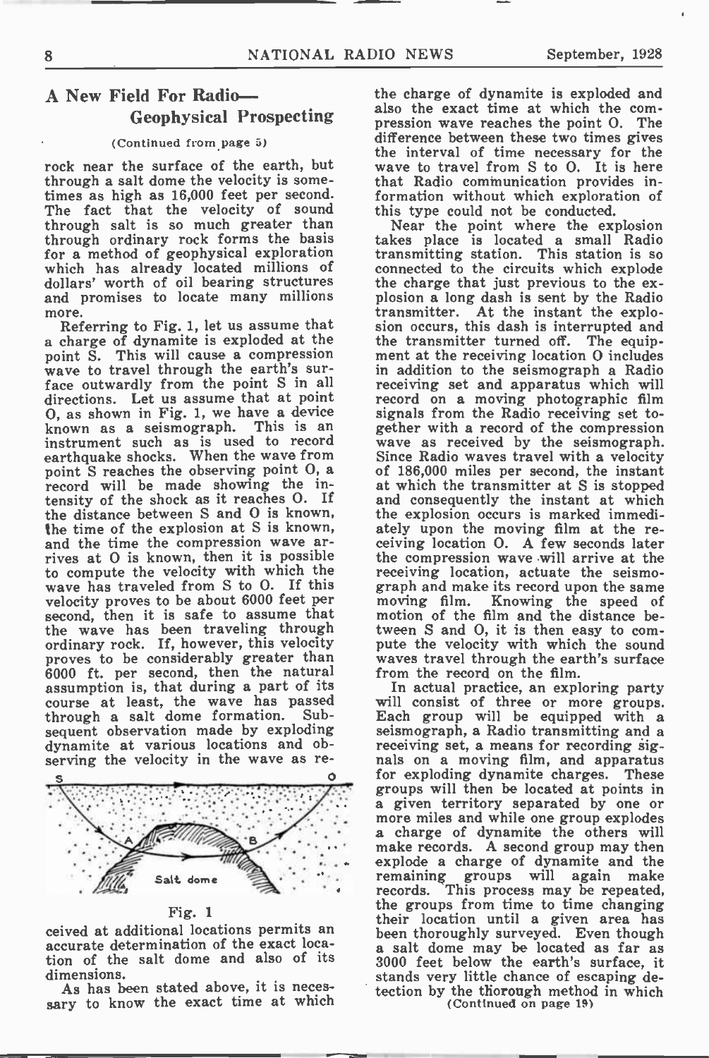## A New Field For Radio—Geophysical Prospecting

(Continued from page 5)

rock near the surface of the earth, but through a salt dome the velocity is sometimes as high as 16,000 feet per second. The fact that the velocity of sound through salt is so much greater than through ordinary rock forms the basis for a method of geophysical exploration which has already located millions of dollars' worth of oil bearing structures and promises to locate many millions more.

Referring to Fig. 1, let us assume that a charge of dynamite is exploded at the point S. This will cause a compression wave to travel through the earth's surface outwardly from the point S in all directions. Let us assume that at point O, as shown in Fig. 1, we have a device known as a seismograph. This is an instrument such as is used to record earthquake shocks. When the wave from point S reaches the observing point O, a record will be made showing the intensity of the shock as it reaches O. If the distance between S and O is known, the time of the explosion at S is known, and the time the compression wave arrives at O is known, then it is possible to compute the velocity with which the wave has traveled from S to O. If this velocity proves to be about 6000 feet per second, then it is safe to assume that the wave has been traveling through ordinary rock. If, however, this velocity proves to be considerably greater than 6000 ft. per second, then the natural assumption is, that during a part of its course at least, the wave has passed through a salt dome formation. Subsequent observation made by exploding dynamite at various locations and observing the velocity in the wave as received at additional locations permits an accurate determination of the exact location of the salt dome and also of its dimensions.

Fig. 1

As has been stated above, it is necessary to know the exact time at which the charge of dynamite is exploded and also the exact time at which the compression wave reaches the point O. The difference between these two times gives the interval of time necessary for the wave to travel from S to O. It is here that Radio communication provides information without which exploration of this type could not be conducted.

Near the point where the explosion takes place is located a small Radio transmitting station. This station is so connected to the circuits which explode the charge that just previous to the explosion a long dash is sent by the Radio transmitter. At the instant the explosion occurs, this dash is interrupted and the transmitter turned off. The equipment at the receiving location O includes in addition to the seismograph a Radio receiving set and apparatus which will record on a moving photographic film signals from the Radio receiving set together with a record of the compression wave as received by the seismograph. Since Radio waves travel with a velocity of 186,000 miles per second, the instant at which the transmitter at S is stopped and consequently the instant at which the explosion occurs is marked immediately upon the moving film at the receiving location O. A few seconds later the compression wave will arrive at the receiving location, actuate the seismograph and make its record upon the same moving film. Knowing the speed of motion of the film and the distance between S and O, it is then easy to compute the velocity with which the sound waves travel through the earth's surface from the record on the film.

In actual practice, an exploring party will consist of three or more groups. Each group will be equipped with a seismograph, a Radio transmitting and a receiving set, a means for recording signals on a moving film, and apparatus for exploding dynamite charges. These groups will then be located at points in a given territory separated by one or more miles and while one group explodes a charge of dynamite the others will make records. A second group may then explode a charge of dynamite and the remaining groups will again make records. This process may be repeated, the groups from time to time changing their location until a given area has been thoroughly surveyed. Even though a salt dome may be located as far as 3000 feet below the earth's surface, it stands very little chance of escaping detection by the thorough method in which

(Continued on page 19)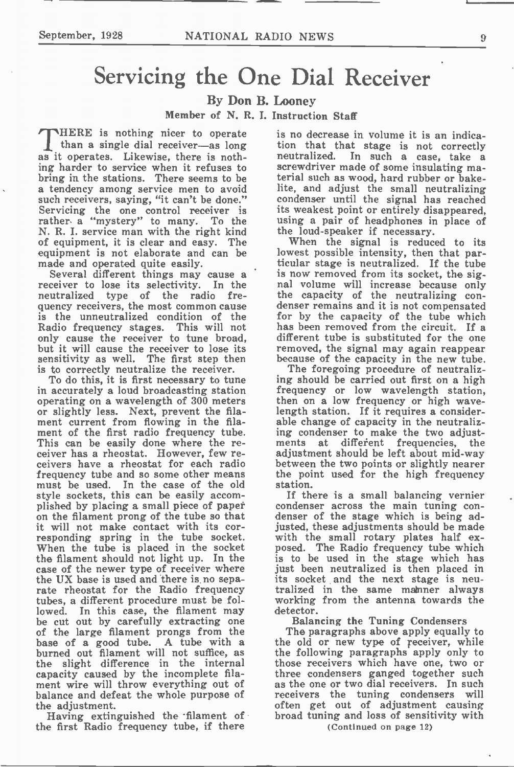# Servicing the One Dial Receiver

**By Don B. Looney**

**Member of N. R. I. Instruction Staff**

THERE is nothing nicer to operate than a single dial receiver—as long as it operates. Likewise, there is nothing harder to service when it refuses to bring in the stations. There seems to be a tendency among service men to avoid such receivers, saying, "it can't be done." Servicing the one control receiver is rather a "mystery" to many. To the N. R. I. service man with the right kind of equipment, it is clear and easy. The equipment is not elaborate and can be made and operated quite easily.

Several different things may cause a receiver to lose its selectivity. In the neutralized type of the radio frequency receivers, the most common cause is the unneutralized condition of the Radio frequency stages. This will not only cause the receiver to tune broad, but it will cause the receiver to lose its sensitivity as well. The first step then is to correctly neutralize the receiver.

To do this, it is first necessary to tune in accurately a loud broadcasting station operating on a wavelength of 300 meters or slightly less. Next, prevent the filament current from flowing in the filament of the first radio frequency tube. This can be easily done where the receiver has a rheostat. However, few receivers have a rheostat for each radio frequency tube and so some other means must be used. In the case of the old style sockets, this can be easily accomplished by placing a small piece of paper on the filament prong of the tube so that it will not make contact with its corresponding spring in the tube socket. When the tube is placed in the socket the filament should not light up. In the case of the newer type of receiver where the UX base is used and there is no separate rheostat for the Radio frequency tubes, a different procedure must be followed. In this case, the filament may be cut out by carefully extracting one of the large filament prongs from the base of a good tube. A tube with a burned out filament will not suffice, as the slight difference in the internal capacity caused by the incomplete filament wire will throw everything out of balance and defeat the whole purpose of the adjustment.

Having extinguished the filament of the first Radio frequency tube, if there is no decrease in volume it is an indication that that stage is not correctly neutralized. In such a case, take a screwdriver made of some insulating material such as wood, hard rubber or bakelite, and adjust the small neutralizing condenser until the signal has reached its weakest point or entirely disappeared, using a pair of headphones in place of the loud-speaker if necessary.

When the signal is reduced to its lowest possible intensity, then that particular stage is neutralized. If the tube is now removed from its socket, the signal volume will increase because only the capacity of the neutralizing condenser remains and it is not compensated for by the capacity of the tube which has been removed from the circuit. If a different tube is substituted for the one removed, the signal may again reappear because of the capacity in the new tube.

The foregoing procedure of neutralizing should be carried out first on a high frequency or low wavelength station, then on a low frequency or high wavelength station. If it requires a considerable change of capacity in the neutralizing condenser to make the two adjustments at different frequencies, the adjustment should be left about mid-way between the two points or slightly nearer the point used for the high frequency station.

If there is a small balancing vernier condenser across the main tuning condenser of the stage which is being adjusted, these adjustments should be made with the small rotary plates half exposed. The Radio frequency tube which is to be used in the stage which has just been neutralized is then placed in its socket and the next stage is neutralized in the same manner always working from the antenna towards the detector.

## Balancing the Tuning Condensers

The paragraphs above apply equally to the old or new type of receiver, while the following paragraphs apply only to those receivers which have one, two or three condensers ganged together such as the one or two dial receivers. In such receivers the tuning condensers will often get out of adjustment causing broad tuning and loss of sensitivity with

(Continued on page 12)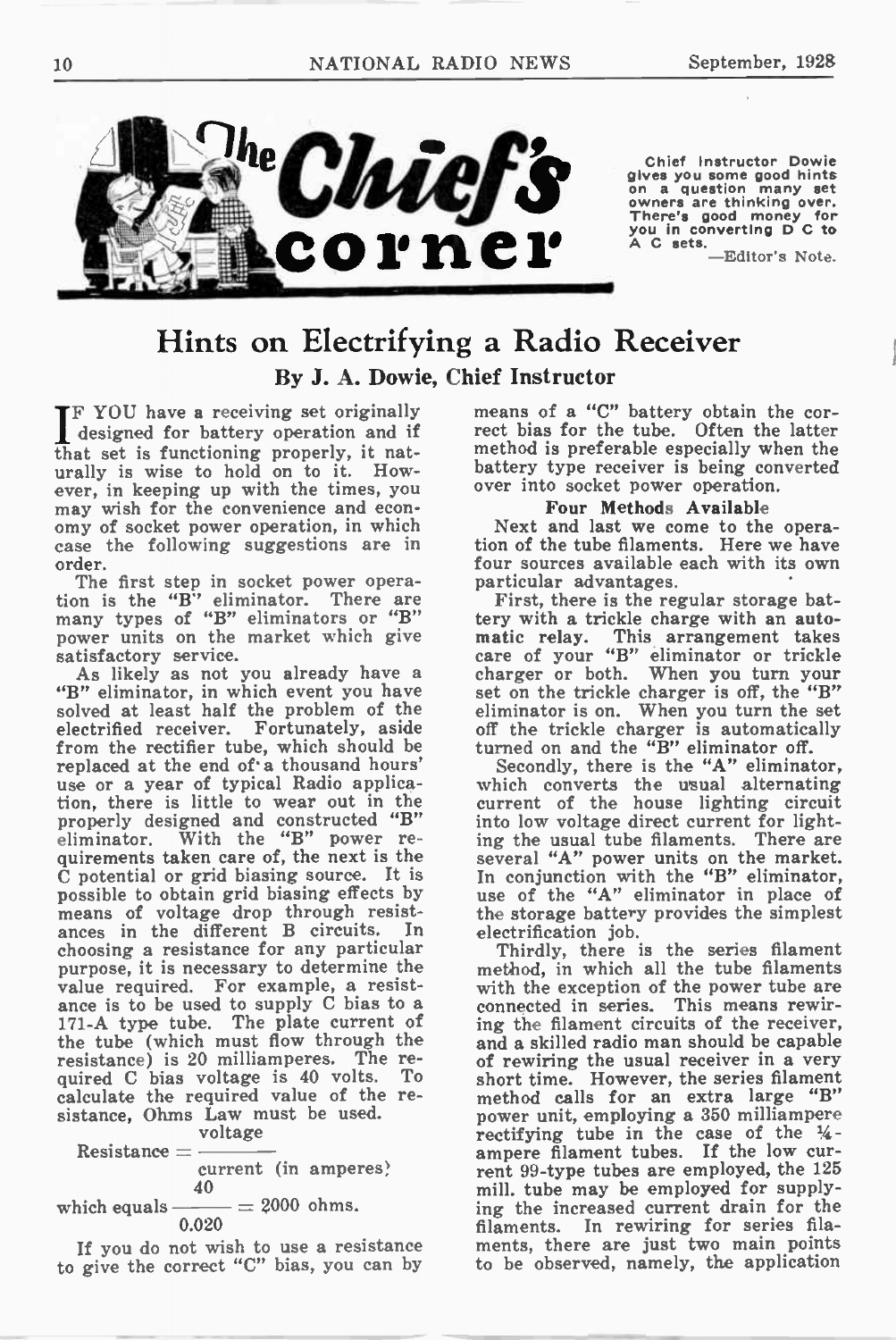# The Chief's Corner

Chief Instructor Dowie gives you some good hints on a question many set owners are thinking over. There's good money for you in converting D C to A C sets.
—Editor's Note.

## Hints on Electrifying a Radio Receiver

**By J. A. Dowie, Chief Instructor**

IF YOU have a receiving set originally designed for battery operation and if that set is functioning properly, it naturally is wise to hold on to it. However, in keeping up with the times, you may wish for the convenience and economy of socket power operation, in which case the following suggestions are in order.

The first step in socket power operation is the "B" eliminator. There are many types of "B" eliminators or "B" power units on the market which give satisfactory service.

As likely as not you already have a "B" eliminator, in which event you have solved at least half the problem of the electrified receiver. Fortunately, aside from the rectifier tube, which should be replaced at the end of a thousand hours' use or a year of typical Radio application, there is little to wear out in the properly designed and constructed "B" eliminator. With the "B" power requirements taken care of, the next is the C potential or grid biasing source. It is possible to obtain grid biasing effects by means of voltage drop through resistances in the different B circuits. In choosing a resistance for any particular purpose, it is necessary to determine the value required. For example, a resistance is to be used to supply C bias to a 171-A type tube. The plate current of the tube (which must flow through the resistance) is 20 milliamperes. The required C bias voltage is 40 volts. To calculate the required value of the resistance, Ohms Law must be used.

$$\text{Resistance} = \frac{\text{voltage}}{\text{current (in amperes)}}$$

$$\text{which equals } \frac{40}{0.020} = 2000 \text{ ohms.}$$

If you do not wish to use a resistance to give the correct "C" bias, you can by means of a "C" battery obtain the correct bias for the tube. Often the latter method is preferable especially when the battery type receiver is being converted over into socket power operation.

### Four Methods Available

Next and last we come to the operation of the tube filaments. Here we have four sources available each with its own particular advantages.

First, there is the regular storage battery with a trickle charge with an automatic relay. This arrangement takes care of your "B" eliminator or trickle charger or both. When you turn your set on the trickle charger is off, the "B" eliminator is on. When you turn the set off the trickle charger is automatically turned on and the "B" eliminator off.

Secondly, there is the "A" eliminator, which converts the usual alternating current of the house lighting circuit into low voltage direct current for lighting the usual tube filaments. There are several "A" power units on the market. In conjunction with the "B" eliminator, use of the "A" eliminator in place of the storage battery provides the simplest electrification job.

Thirdly, there is the series filament method, in which all the tube filaments with the exception of the power tube are connected in series. This means rewiring the filament circuits of the receiver, and a skilled radio man should be capable of rewiring the usual receiver in a very short time. However, the series filament method calls for an extra large "B" power unit, employing a 350 milliampere rectifying tube in the case of the ¼-ampere filament tubes. If the low current 99-type tubes are employed, the 125 mill. tube may be employed for supplying the increased current drain for the filaments. In rewiring for series filaments, there are just two main points to be observed, namely, the application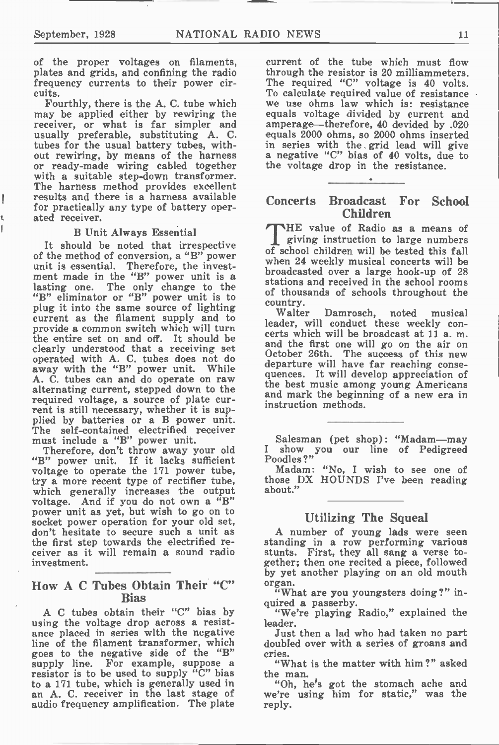of the proper voltages on filaments, plates and grids, and confining the radio frequency currents to their power circuits.

Fourthly, there is the A. C. tube which may be applied either by rewiring the receiver, or what is far simpler and usually preferable, substituting A. C. tubes for the usual battery tubes, without rewiring, by means of the harness or ready-made wiring cabled together with a suitable step-down transformer. The harness method provides excellent results and there is a harness available for practically any type of battery operated receiver.

### B Unit Always Essential

It should be noted that irrespective of the method of conversion, a "B" power unit is essential. Therefore, the investment made in the "B" power unit is a lasting one. The only change to the "B" eliminator or "B" power unit is to plug it into the same source of lighting current as the filament supply and to provide a common switch which will turn the entire set on and off. It should be clearly understood that a receiving set operated with A. C. tubes does not do away with the "B" power unit. While A. C. tubes can and do operate on raw alternating current, stepped down to the required voltage, a source of plate current is still necessary, whether it is supplied by batteries or a B power unit. The self-contained electrified receiver must include a "B" power unit.

Therefore, don't throw away your old "B" power unit. If it lacks sufficient voltage to operate the 171 power tube, try a more recent type of rectifier tube, which generally increases the output voltage. And if you do not own a "B" power unit as yet, but wish to go on to socket power operation for your old set, don't hesitate to secure such a unit as the first step towards the electrified receiver as it will remain a sound radio investment.

## How A C Tubes Obtain Their "C" Bias

A C tubes obtain their "C" bias by using the voltage drop across a resistance placed in series wlth the negative line of the filament transformer, which goes to the negative side of the "B" supply line. For example, suppose a resistor is to be used to supply "C" bias to a 171 tube, which is generally used in an A. C. receiver in the last stage of audio frequency amplification. The plate current of the tube which must flow through the resistor is 20 milliammeters. The required "C" voltage is 40 volts. To calculate required value of resistance we use ohms law which is: resistance equals voltage divided by current and amperage—therefore, 40 devided by .020 equals 2000 ohms, so 2000 ohms inserted in series with the grid lead will give a negative "C" bias of 40 volts, due to the voltage drop in the resistance.

## Concerts Broadcast For School Children

THE value of Radio as a means of giving instruction to large numbers of school children will be tested this fall when 24 weekly musical concerts will be broadcasted over a large hook-up of 28 stations and received in the school rooms of thousands of schools throughout the country.

Walter Damrosch, noted musical leader, will conduct these weekly concerts which will be broadcast at 11 a. m. and the first one will go on the air on October 26th. The success of this new departure will have far reaching consequences. It will develop appreciation of the best music among young Americans and mark the beginning of a new era in instruction methods.

---

Salesman (pet shop): "Madam—may I show you our line of Pedigreed Poodles?"

Madam: "No, I wish to see one of those DX HOUNDS I've been reading about."

---

## Utilizing The Squeal

A number of young lads were seen standing in a row performing various stunts. First, they all sang a verse together; then one recited a piece, followed by yet another playing on an old mouth organ.

"What are you youngsters doing?" inquired a passerby.

"We're playing Radio," explained the leader.

Just then a lad who had taken no part doubled over with a series of groans and cries.

"What is the matter with him?" asked the man.

"Oh, he's got the stomach ache and we're using him for static," was the reply.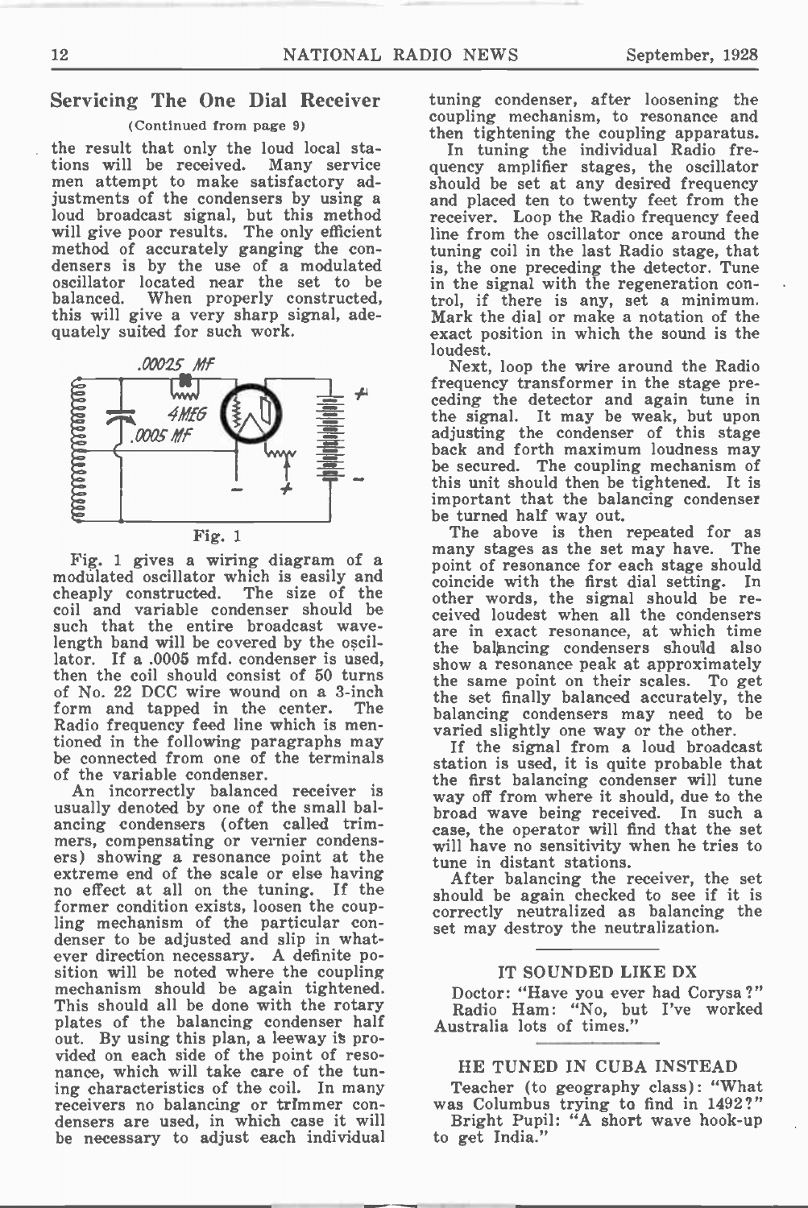## Servicing The One Dial Receiver

(Continued from page 9)

the result that only the loud local stations will be received. Many service men attempt to make satisfactory adjustments of the condensers by using a loud broadcast signal, but this method will give poor results. The only efficient method of accurately ganging the condensers is by the use of a modulated oscillator located near the set to be balanced. When properly constructed, this will give a very sharp signal, adequately suited for such work.

Fig. 1

Fig. 1 gives a wiring diagram of a modulated oscillator which is easily and cheaply constructed. The size of the coil and variable condenser should be such that the entire broadcast wavelength band will be covered by the oscillator. If a .0005 mfd. condenser is used, then the coil should consist of 50 turns of No. 22 DCC wire wound on a 3-inch form and tapped in the center. The Radio frequency feed line which is mentioned in the following paragraphs may be connected from one of the terminals of the variable condenser.

An incorrectly balanced receiver is usually denoted by one of the small balancing condensers (often called trimmers, compensating or vernier condensers) showing a resonance point at the extreme end of the scale or else having no effect at all on the tuning. If the former condition exists, loosen the coupling mechanism of the particular condenser to be adjusted and slip in whatever direction necessary. A definite position will be noted where the coupling mechanism should be again tightened. This should all be done with the rotary plates of the balancing condenser half out. By using this plan, a leeway is provided on each side of the point of resonance, which will take care of the tuning characteristics of the coil. In many receivers no balancing or trimmer condensers are used, in which case it will be necessary to adjust each individual tuning condenser, after loosening the coupling mechanism, to resonance and then tightening the coupling apparatus.

In tuning the individual Radio frequency amplifier stages, the oscillator should be set at any desired frequency and placed ten to twenty feet from the receiver. Loop the Radio frequency feed line from the oscillator once around the tuning coil in the last Radio stage, that is, the one preceding the detector. Tune in the signal with the regeneration control, if there is any, set a minimum. Mark the dial or make a notation of the exact position in which the sound is the loudest.

Next, loop the wire around the Radio frequency transformer in the stage preceding the detector and again tune in the signal. It may be weak, but upon adjusting the condenser of this stage back and forth maximum loudness may be secured. The coupling mechanism of this unit should then be tightened. It is important that the balancing condenser be turned half way out.

The above is then repeated for as many stages as the set may have. The point of resonance for each stage should coincide with the first dial setting. In other words, the signal should be received loudest when all the condensers are in exact resonance, at which time the balancing condensers should also show a resonance peak at approximately the same point on their scales. To get the set finally balanced accurately, the balancing condensers may need to be varied slightly one way or the other.

If the signal from a loud broadcast station is used, it is quite probable that the first balancing condenser will tune way off from where it should, due to the broad wave being received. In such a case, the operator will find that the set will have no sensitivity when he tries to tune in distant stations.

After balancing the receiver, the set should be again checked to see if it is correctly neutralized as balancing the set may destroy the neutralization.

---

### IT SOUNDED LIKE DX

Doctor: "Have you ever had Corysa?"

Radio Ham: "No, but I've worked Australia lots of times."

---

### HE TUNED IN CUBA INSTEAD

Teacher (to geography class): "What was Columbus trying to find in 1492?"

Bright Pupil: "A short wave hook-up to get India."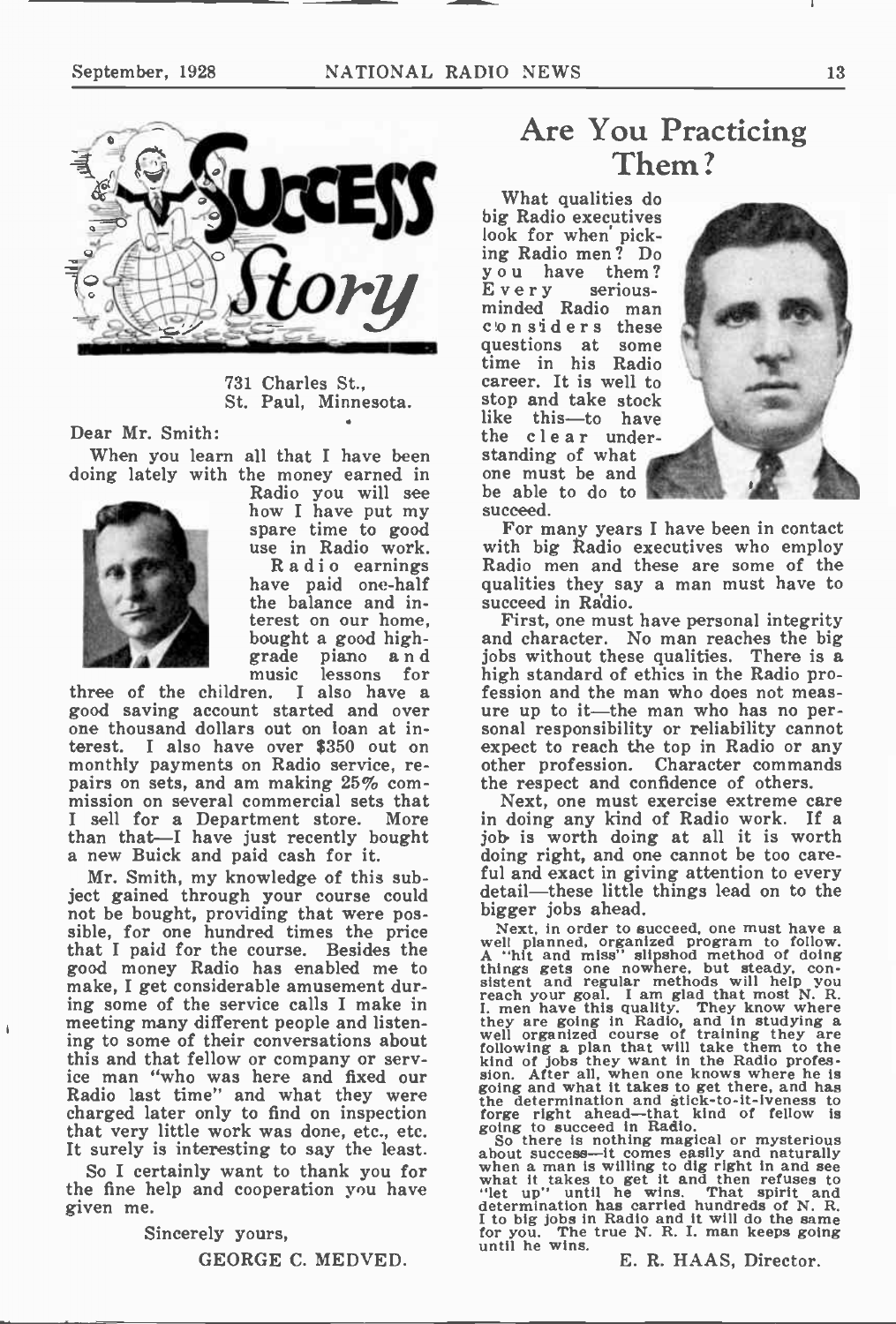# Success Story

731 Charles St.,
St. Paul, Minnesota.

Dear Mr. Smith:

When you learn all that I have been doing lately with the money earned in Radio you will see how I have put my spare time to good use in Radio work. Radio earnings have paid one-half the balance and interest on our home, bought a good high-grade piano and music lessons for three of the children. I also have a good saving account started and over one thousand dollars out on loan at interest. I also have over $350 out on monthly payments on Radio service, repairs on sets, and am making 25% commission on several commercial sets that I sell for a Department store. More than that—I have just recently bought a new Buick and paid cash for it.

Mr. Smith, my knowledge of this subject gained through your course could not be bought, providing that were possible, for one hundred times the price that I paid for the course. Besides the good money Radio has enabled me to make, I get considerable amusement during some of the service calls I make in meeting many different people and listening to some of their conversations about this and that fellow or company or service man "who was here and fixed our Radio last time" and what they were charged later only to find on inspection that very little work was done, etc., etc. It surely is interesting to say the least.

So I certainly want to thank you for the fine help and cooperation you have given me.

Sincerely yours,

GEORGE C. MEDVED.

# Are You Practicing Them?

What qualities do big Radio executives look for when picking Radio men? Do you have them? Every serious-minded Radio man considers these questions at some time in his Radio career. It is well to stop and take stock like this—to have the clear understanding of what one must be and be able to do to succeed.

For many years I have been in contact with big Radio executives who employ Radio men and these are some of the qualities they say a man must have to succeed in Radio.

First, one must have personal integrity and character. No man reaches the big jobs without these qualities. There is a high standard of ethics in the Radio profession and the man who does not measure up to it—the man who has no personal responsibility or reliability cannot expect to reach the top in Radio or any other profession. Character commands the respect and confidence of others.

Next, one must exercise extreme care in doing any kind of Radio work. If a job is worth doing at all it is worth doing right, and one cannot be too careful and exact in giving attention to every detail—these little things lead on to the bigger jobs ahead.

Next, in order to succeed, one must have a well planned, organized program to follow. A "hit and miss" slipshod method of doing things gets one nowhere, but steady, consistent and regular methods will help you reach your goal. I am glad that most N. R. I. men have this quality. They know where they are going in Radio, and in studying a well organized course of training they are following a plan that will take them to the kind of jobs they want in the Radio profession. After all, when one knows where he is going and what it takes to get there, and has the determination and stick-to-it-iveness to forge right ahead—that kind of fellow is going to succeed in Radio.

So there is nothing magical or mysterious about success—it comes easily and naturally when a man is willing to dig right in and see what it takes to get it and then refuses to "let up" until he wins. That spirit and determination has carried hundreds of N. R. I. to big jobs in Radio and it will do the same for you. The true N. R. I. man keeps going until he wins.

E. R. HAAS, Director.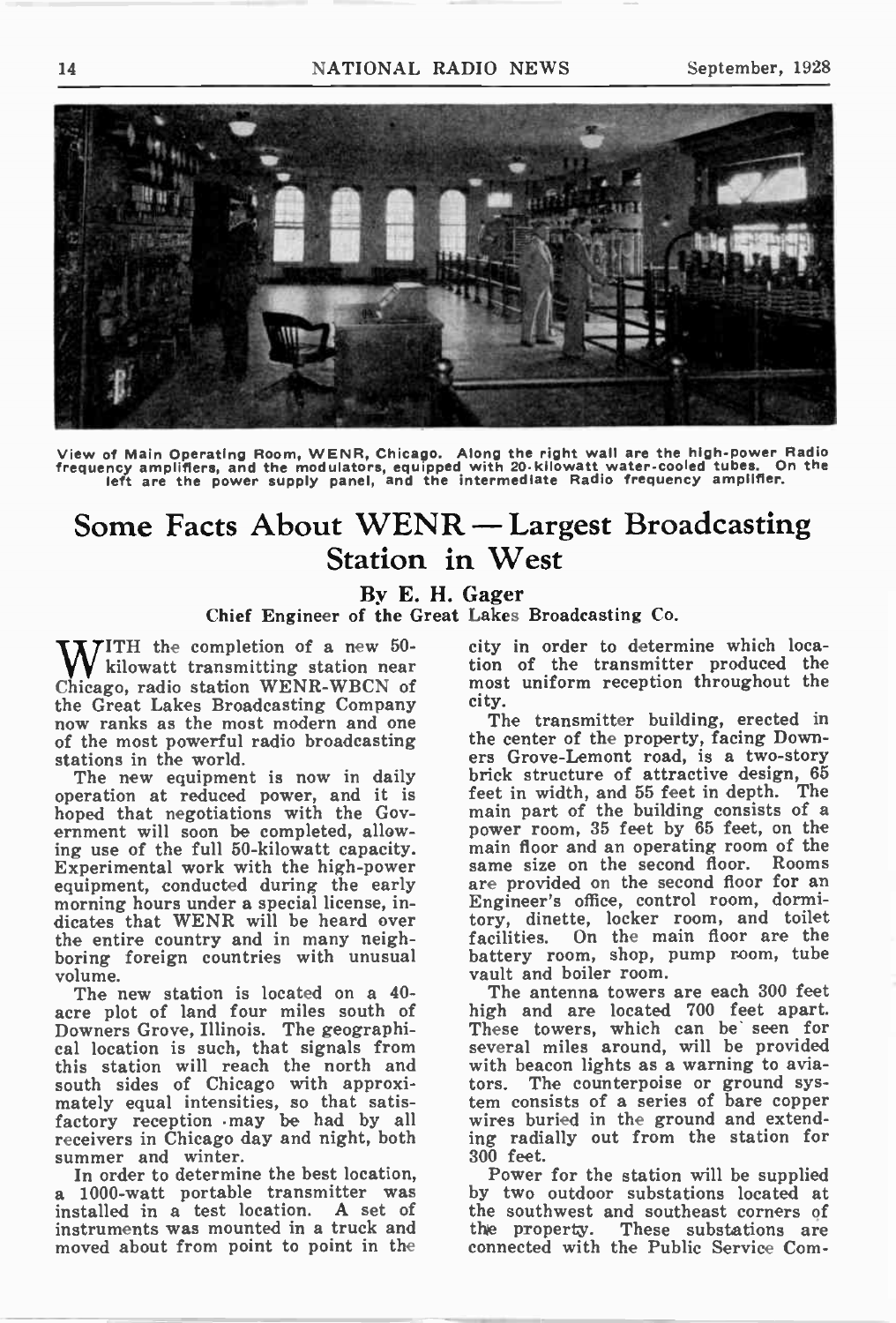View of Main Operating Room, WENR, Chicago. Along the right wall are the high-power Radio frequency amplifiers, and the modulators, equipped with 20-kilowatt water-cooled tubes. On the left are the power supply panel, and the intermediate Radio frequency amplifier.

# Some Facts About WENR — Largest Broadcasting Station in West

**By E. H. Gager**
**Chief Engineer of the Great Lakes Broadcasting Co.**

WITH the completion of a new 50-kilowatt transmitting station near Chicago, radio station WENR-WBCN of the Great Lakes Broadcasting Company now ranks as the most modern and one of the most powerful radio broadcasting stations in the world.

The new equipment is now in daily operation at reduced power, and it is hoped that negotiations with the Government will soon be completed, allowing use of the full 50-kilowatt capacity. Experimental work with the high-power equipment, conducted during the early morning hours under a special license, indicates that WENR will be heard over the entire country and in many neighboring foreign countries with unusual volume.

The new station is located on a 40-acre plot of land four miles south of Downers Grove, Illinois. The geographical location is such, that signals from this station will reach the north and south sides of Chicago with approximately equal intensities, so that satisfactory reception may be had by all receivers in Chicago day and night, both summer and winter.

In order to determine the best location, a 1000-watt portable transmitter was installed in a test location. A set of instruments was mounted in a truck and moved about from point to point in the city in order to determine which location of the transmitter produced the most uniform reception throughout the city.

The transmitter building, erected in the center of the property, facing Downers Grove-Lemont road, is a two-story brick structure of attractive design, 65 feet in width, and 55 feet in depth. The main part of the building consists of a power room, 35 feet by 65 feet, on the main floor and an operating room of the same size on the second floor. Rooms are provided on the second floor for an Engineer's office, control room, dormitory, dinette, locker room, and toilet facilities. On the main floor are the battery room, shop, pump room, tube vault and boiler room.

The antenna towers are each 300 feet high and are located 700 feet apart. These towers, which can be seen for several miles around, will be provided with beacon lights as a warning to aviators. The counterpoise or ground system consists of a series of bare copper wires buried in the ground and extending radially out from the station for 300 feet.

Power for the station will be supplied by two outdoor substations located at the southwest and southeast corners of the property. These substations are connected with the Public Service Com-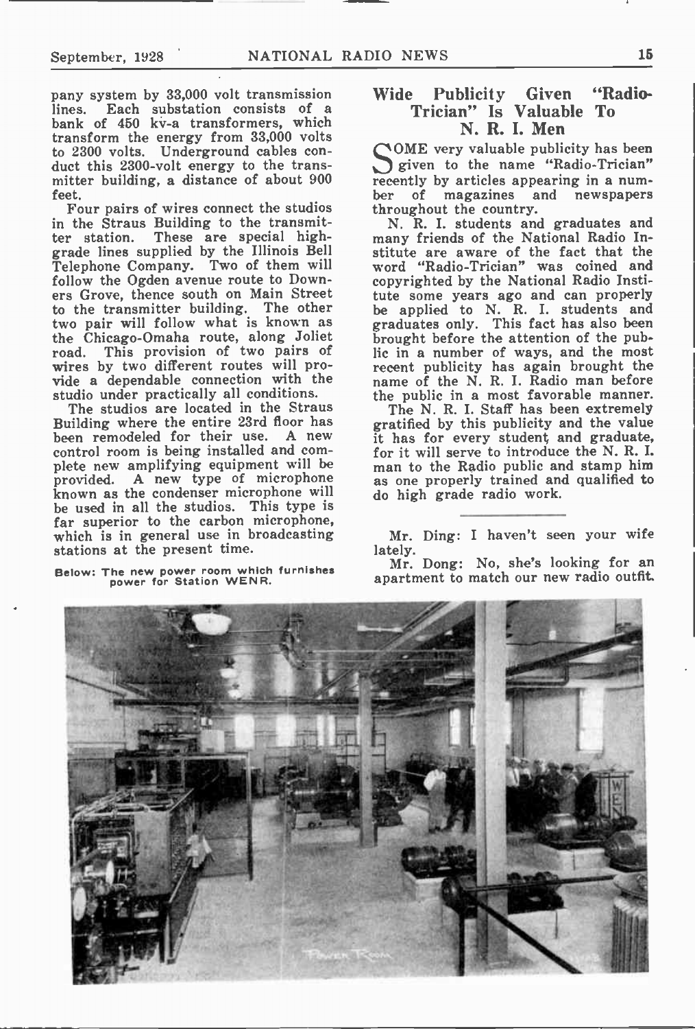pany system by 33,000 volt transmission lines. Each substation consists of a bank of 450 kv-a transformers, which transform the energy from 33,000 volts to 2300 volts. Underground cables conduct this 2300-volt energy to the transmitter building, a distance of about 900 feet.

Four pairs of wires connect the studios in the Straus Building to the transmitter station. These are special high-grade lines supplied by the Illinois Bell Telephone Company. Two of them will follow the Ogden avenue route to Downers Grove, thence south on Main Street to the transmitter building. The other two pair will follow what is known as the Chicago-Omaha route, along Joliet road. This provision of two pairs of wires by two different routes will provide a dependable connection with the studio under practically all conditions.

The studios are located in the Straus Building where the entire 23rd floor has been remodeled for their use. A new control room is being installed and complete new amplifying equipment will be provided. A new type of microphone known as the condenser microphone will be used in all the studios. This type is far superior to the carbon microphone, which is in general use in broadcasting stations at the present time.

Below: The new power room which furnishes power for Station WENR.

## Wide Publicity Given "Radio-Trician" Is Valuable To N. R. I. Men

SOME very valuable publicity has been given to the name "Radio-Trician" recently by articles appearing in a number of magazines and newspapers throughout the country.

N. R. I. students and graduates and many friends of the National Radio Institute are aware of the fact that the word "Radio-Trician" was coined and copyrighted by the National Radio Institute some years ago and can properly be applied to N. R. I. students and graduates only. This fact has also been brought before the attention of the public in a number of ways, and the most recent publicity has again brought the name of the N. R. I. Radio man before the public in a most favorable manner.

The N. R. I. Staff has been extremely gratified by this publicity and the value it has for every student and graduate, for it will serve to introduce the N. R. I. man to the Radio public and stamp him as one properly trained and qualified to do high grade radio work.

---

Mr. Ding: I haven't seen your wife lately.

Mr. Dong: No, she's looking for an apartment to match our new radio outfit.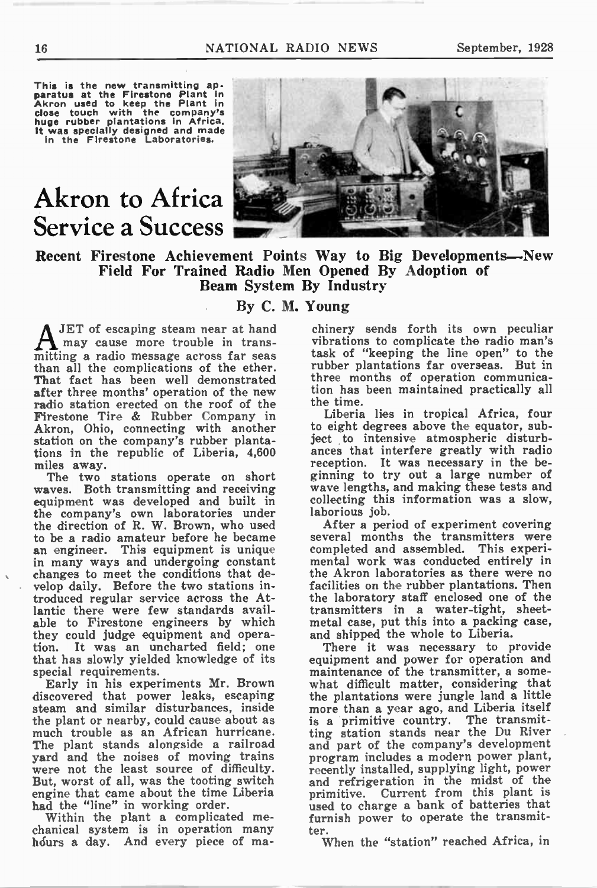This is the new transmitting apparatus at the Firestone Plant in Akron used to keep the Plant in close touch with the company's huge rubber plantations in Africa. It was specially designed and made in the Firestone Laboratories.

# Akron to Africa Service a Success

## Recent Firestone Achievement Points Way to Big Developments—New Field For Trained Radio Men Opened By Adoption of Beam System By Industry

### By C. M. Young

A JET of escaping steam near at hand may cause more trouble in transmitting a radio message across far seas than all the complications of the ether. That fact has been well demonstrated after three months' operation of the new radio station erected on the roof of the Firestone Tire & Rubber Company in Akron, Ohio, connecting with another station on the company's rubber plantations in the republic of Liberia, 4,600 miles away.

The two stations operate on short waves. Both transmitting and receiving equipment was developed and built in the company's own laboratories under the direction of R. W. Brown, who used to be a radio amateur before he became an engineer. This equipment is unique in many ways and undergoing constant changes to meet the conditions that develop daily. Before the two stations introduced regular service across the Atlantic there were few standards available to Firestone engineers by which they could judge equipment and operation. It was an uncharted field; one that has slowly yielded knowledge of its special requirements.

Early in his experiments Mr. Brown discovered that power leaks, escaping steam and similar disturbances, inside the plant or nearby, could cause about as much trouble as an African hurricane. The plant stands alongside a railroad yard and the noises of moving trains were not the least source of difficulty. But, worst of all, was the tooting switch engine that came about the time Liberia had the "line" in working order.

Within the plant a complicated mechanical system is in operation many hours a day. And every piece of machinery sends forth its own peculiar vibrations to complicate the radio man's task of "keeping the line open" to the rubber plantations far overseas. But in three months of operation communication has been maintained practically all the time.

Liberia lies in tropical Africa, four to eight degrees above the equator, subject to intensive atmospheric disturbances that interfere greatly with radio reception. It was necessary in the beginning to try out a large number of wave lengths, and making these tests and collecting this information was a slow, laborious job.

After a period of experiment covering several months the transmitters were completed and assembled. This experimental work was conducted entirely in the Akron laboratories as there were no facilities on the rubber plantations. Then the laboratory staff enclosed one of the transmitters in a water-tight, sheet-metal case, put this into a packing case, and shipped the whole to Liberia.

There it was necessary to provide equipment and power for operation and maintenance of the transmitter, a somewhat difficult matter, considering that the plantations were jungle land a little more than a year ago, and Liberia itself is a primitive country. The transmitting station stands near the Du River and part of the company's development program includes a modern power plant, recently installed, supplying light, power and refrigeration in the midst of the primitive. Current from this plant is used to charge a bank of batteries that furnish power to operate the transmitter.

When the "station" reached Africa, in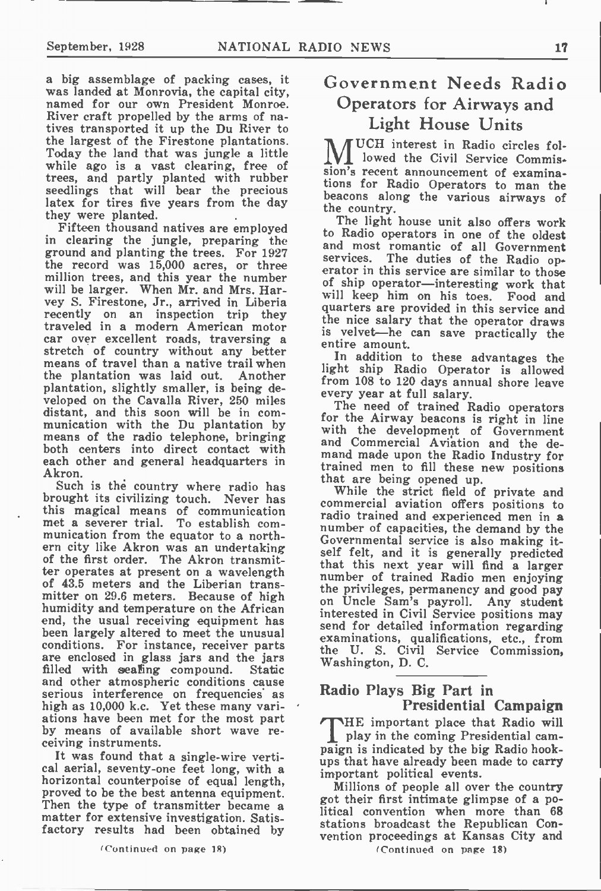a big assemblage of packing cases, it was landed at Monrovia, the capital city, named for our own President Monroe. River craft propelled by the arms of natives transported it up the Du River to the largest of the Firestone plantations. Today the land that was jungle a little while ago is a vast clearing, free of trees, and partly planted with rubber seedlings that will bear the precious latex for tires five years from the day they were planted.

Fifteen thousand natives are employed in clearing the jungle, preparing the ground and planting the trees. For 1927 the record was 15,000 acres, or three million trees, and this year the number will be larger. When Mr. and Mrs. Harvey S. Firestone, Jr., arrived in Liberia recently on an inspection trip they traveled in a modern American motor car over excellent roads, traversing a stretch of country without any better means of travel than a native trail when the plantation was laid out. Another plantation, slightly smaller, is being developed on the Cavalla River, 250 miles distant, and this soon will be in communication with the Du plantation by means of the radio telephone, bringing both centers into direct contact with each other and general headquarters in Akron.

Such is the country where radio has brought its civilizing touch. Never has this magical means of communication met a severer trial. To establish communication from the equator to a northern city like Akron was an undertaking of the first order. The Akron transmitter operates at present on a wavelength of 43.5 meters and the Liberian transmitter on 29.6 meters. Because of high humidity and temperature on the African end, the usual receiving equipment has been largely altered to meet the unusual conditions. For instance, receiver parts are enclosed in glass jars and the jars filled with sealing compound. Static and other atmospheric conditions cause serious interference on frequencies as high as 10,000 k.c. Yet these many variations have been met for the most part by means of available short wave receiving instruments.

It was found that a single-wire vertical aerial, seventy-one feet long, with a horizontal counterpoise of equal length, proved to be the best antenna equipment. Then the type of transmitter became a matter for extensive investigation. Satisfactory results had been obtained by

(Continued on page 18)

## Government Needs Radio Operators for Airways and Light House Units

MUCH interest in Radio circles followed the Civil Service Commission's recent announcement of examinations for Radio Operators to man the beacons along the various airways of the country.

The light house unit also offers work to Radio operators in one of the oldest and most romantic of all Government services. The duties of the Radio operator in this service are similar to those of ship operator—interesting work that will keep him on his toes. Food and quarters are provided in this service and the nice salary that the operator draws is velvet—he can save practically the entire amount.

In addition to these advantages the light ship Radio Operator is allowed from 108 to 120 days annual shore leave every year at full salary.

The need of trained Radio operators for the Airway beacons is right in line with the development of Government and Commercial Aviation and the demand made upon the Radio Industry for trained men to fill these new positions that are being opened up.

While the strict field of private and commercial aviation offers positions to radio trained and experienced men in a number of capacities, the demand by the Governmental service is also making itself felt, and it is generally predicted that this next year will find a larger number of trained Radio men enjoying the privileges, permanency and good pay on Uncle Sam's payroll. Any student interested in Civil Service positions may send for detailed information regarding examinations, qualifications, etc., from the U. S. Civil Service Commission, Washington, D. C.

## Radio Plays Big Part in Presidential Campaign

THE important place that Radio will play in the coming Presidential campaign is indicated by the big Radio hookups that have already been made to carry important political events.

Millions of people all over the country got their first intimate glimpse of a political convention when more than 68 stations broadcast the Republican Convention proceedings at Kansas City and

(Continued on page 18)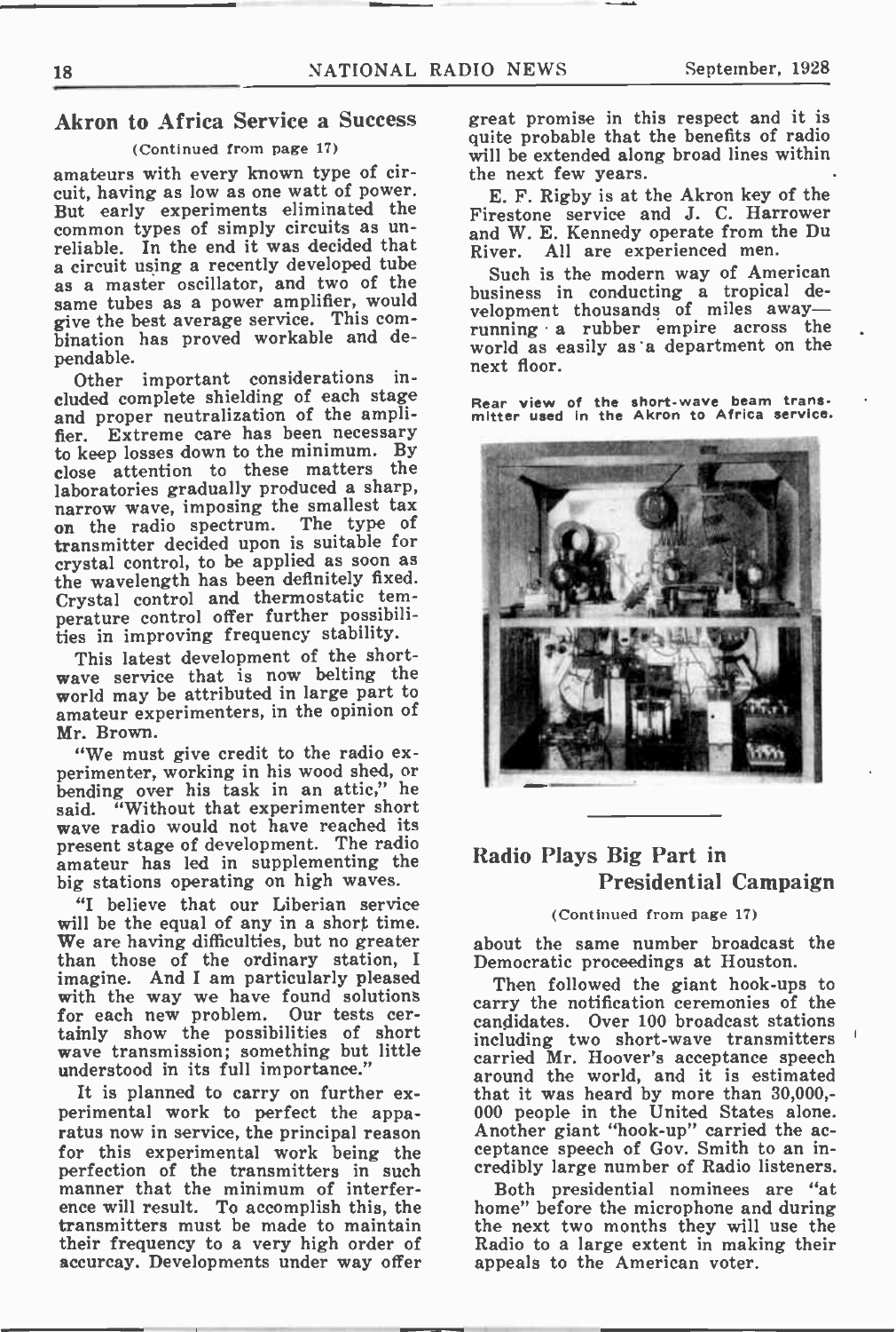## Akron to Africa Service a Success

(Continued from page 17)

amateurs with every known type of circuit, having as low as one watt of power. But early experiments eliminated the common types of simply circuits as unreliable. In the end it was decided that a circuit using a recently developed tube as a master oscillator, and two of the same tubes as a power amplifier, would give the best average service. This combination has proved workable and dependable.

Other important considerations included complete shielding of each stage and proper neutralization of the amplifier. Extreme care has been necessary to keep losses down to the minimum. By close attention to these matters the laboratories gradually produced a sharp, narrow wave, imposing the smallest tax on the radio spectrum. The type of transmitter decided upon is suitable for crystal control, to be applied as soon as the wavelength has been definitely fixed. Crystal control and thermostatic temperature control offer further possibilities in improving frequency stability.

This latest development of the short-wave service that is now belting the world may be attributed in large part to amateur experimenters, in the opinion of Mr. Brown.

"We must give credit to the radio experimenter, working in his wood shed, or bending over his task in an attic," he said. "Without that experimenter short wave radio would not have reached its present stage of development. The radio amateur has led in supplementing the big stations operating on high waves.

"I believe that our Liberian service will be the equal of any in a short time. We are having difficulties, but no greater than those of the ordinary station, I imagine. And I am particularly pleased with the way we have found solutions for each new problem. Our tests certainly show the possibilities of short wave transmission; something but little understood in its full importance."

It is planned to carry on further experimental work to perfect the apparatus now in service, the principal reason for this experimental work being the perfection of the transmitters in such manner that the minimum of interference will result. To accomplish this, the transmitters must be made to maintain their frequency to a very high order of accurcay. Developments under way offer great promise in this respect and it is quite probable that the benefits of radio will be extended along broad lines within the next few years.

E. F. Rigby is at the Akron key of the Firestone service and J. C. Harrower and W. E. Kennedy operate from the Du River. All are experienced men.

Such is the modern way of American business in conducting a tropical development thousands of miles away—running a rubber empire across the world as easily as a department on the next floor.

Rear view of the short-wave beam transmitter used in the Akron to Africa service.

## Radio Plays Big Part in Presidential Campaign

(Continued from page 17)

about the same number broadcast the Democratic proceedings at Houston.

Then followed the giant hook-ups to carry the notification ceremonies of the candidates. Over 100 broadcast stations including two short-wave transmitters carried Mr. Hoover's acceptance speech around the world, and it is estimated that it was heard by more than 30,000,000 people in the United States alone. Another giant "hook-up" carried the acceptance speech of Gov. Smith to an incredibly large number of Radio listeners.

Both presidential nominees are "at home" before the microphone and during the next two months they will use the Radio to a large extent in making their appeals to the American voter.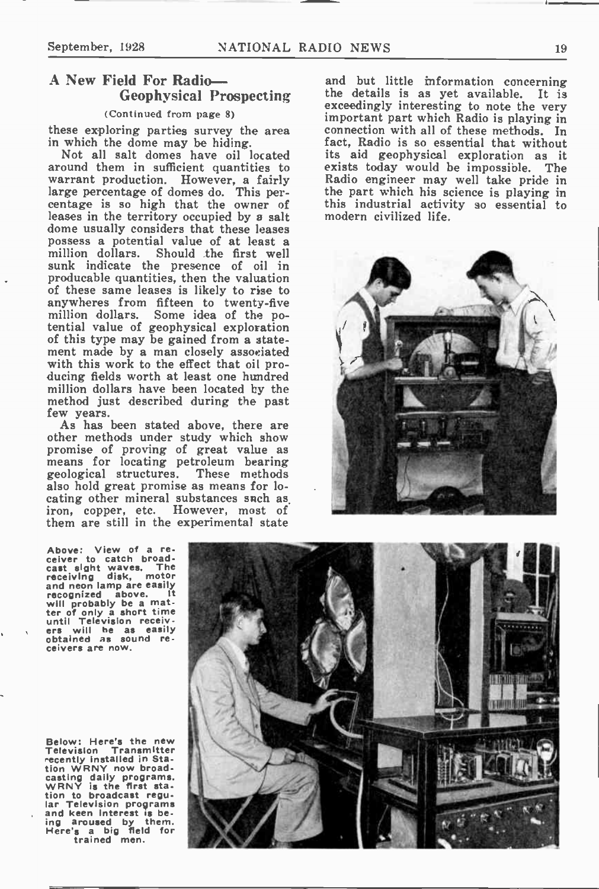## A New Field For Radio—Geophysical Prospecting

(Continued from page 8)

these exploring parties survey the area in which the dome may be hiding.

Not all salt domes have oil located around them in sufficient quantities to warrant production. However, a fairly large percentage of domes do. This percentage is so high that the owner of leases in the territory occupied by a salt dome usually considers that these leases possess a potential value of at least a million dollars. Should the first well sunk indicate the presence of oil in producable quantities, then the valuation of these same leases is likely to rise to anywheres from fifteen to twenty-five million dollars. Some idea of the potential value of geophysical exploration of this type may be gained from a statement made by a man closely associated with this work to the effect that oil producing fields worth at least one hundred million dollars have been located by the method just described during the past few years.

As has been stated above, there are other methods under study which show promise of proving of great value as means for locating petroleum bearing geological structures. These methods also hold great promise as means for locating other mineral substances such as iron, copper, etc. However, most of them are still in the experimental state and but little information concerning the details is as yet available. It is exceedingly interesting to note the very important part which Radio is playing in connection with all of these methods. In fact, Radio is so essential that without its aid geophysical exploration as it exists today would be impossible. The Radio engineer may well take pride in the part which his science is playing in this industrial activity so essential to modern civilized life.

Above: View of a receiver to catch broadcast sight waves. The receiving disk, motor and neon lamp are easily recognized above. It will probably be a matter of only a short time until Television receivers will be as easily obtained as sound receivers are now.

Below: Here's the new Television Transmitter recently installed in Station WRNY now broadcasting daily programs. WRNY is the first station to broadcast regular Television programs and keen interest is being aroused by them. Here's a big field for trained men.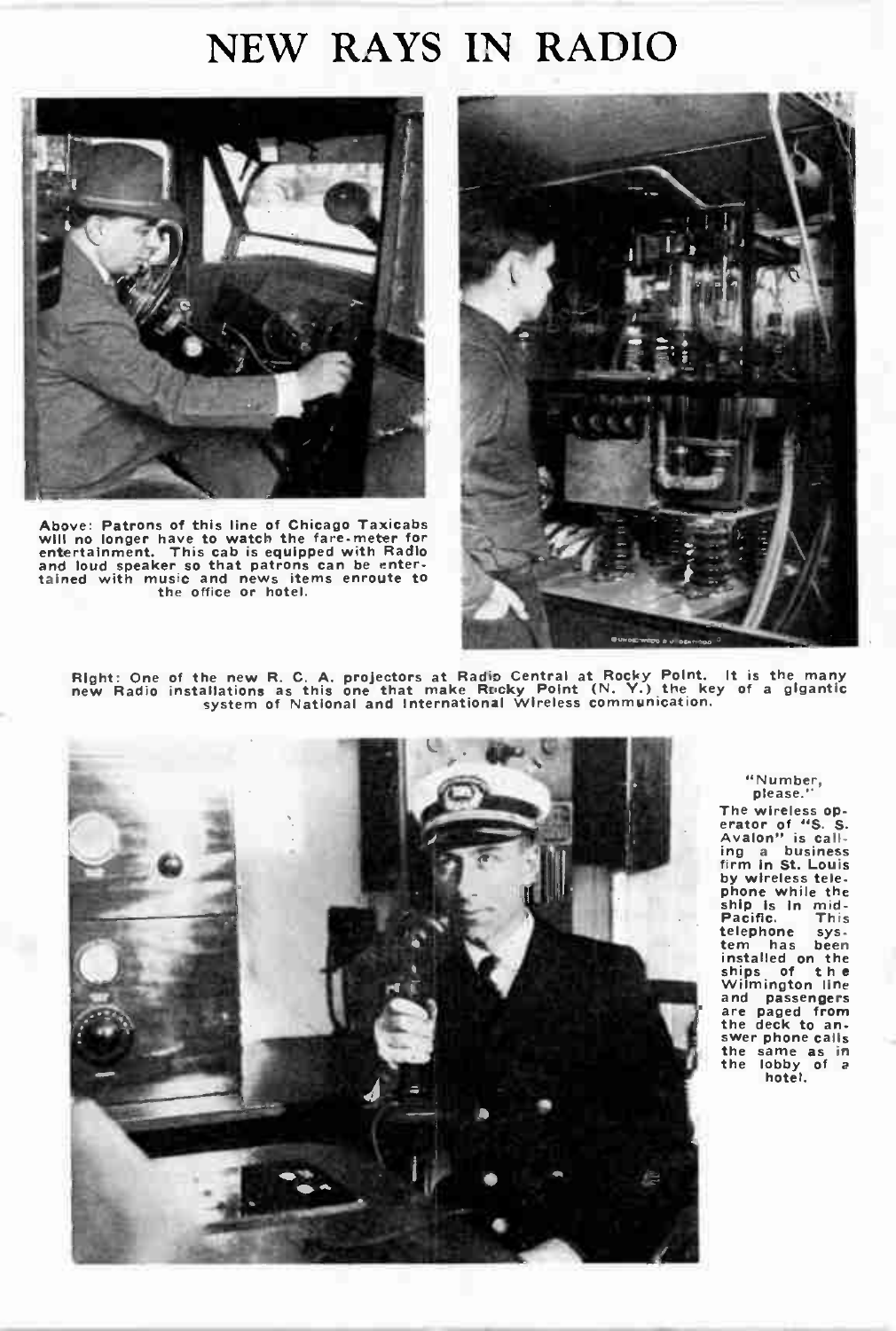# NEW RAYS IN RADIO

Above: Patrons of this line of Chicago Taxicabs will no longer have to watch the fare-meter for entertainment. This cab is equipped with Radio and loud speaker so that patrons can be entertained with music and news items enroute to the office or hotel.

Right: One of the new R. C. A. projectors at Radio Central at Rocky Point. It is the many new Radio installations as this one that make Rocky Point (N. Y.) the key of a gigantic system of National and International Wireless communication.

"Number, please."

The wireless operator of "S. S. Avalon" is calling a business firm in St. Louis by wireless telephone while the ship is in mid-Pacific. This telephone system has been installed on the ships of the Wilmington line and passengers are paged from the deck to answer phone calls the same as in the lobby of a hotel.